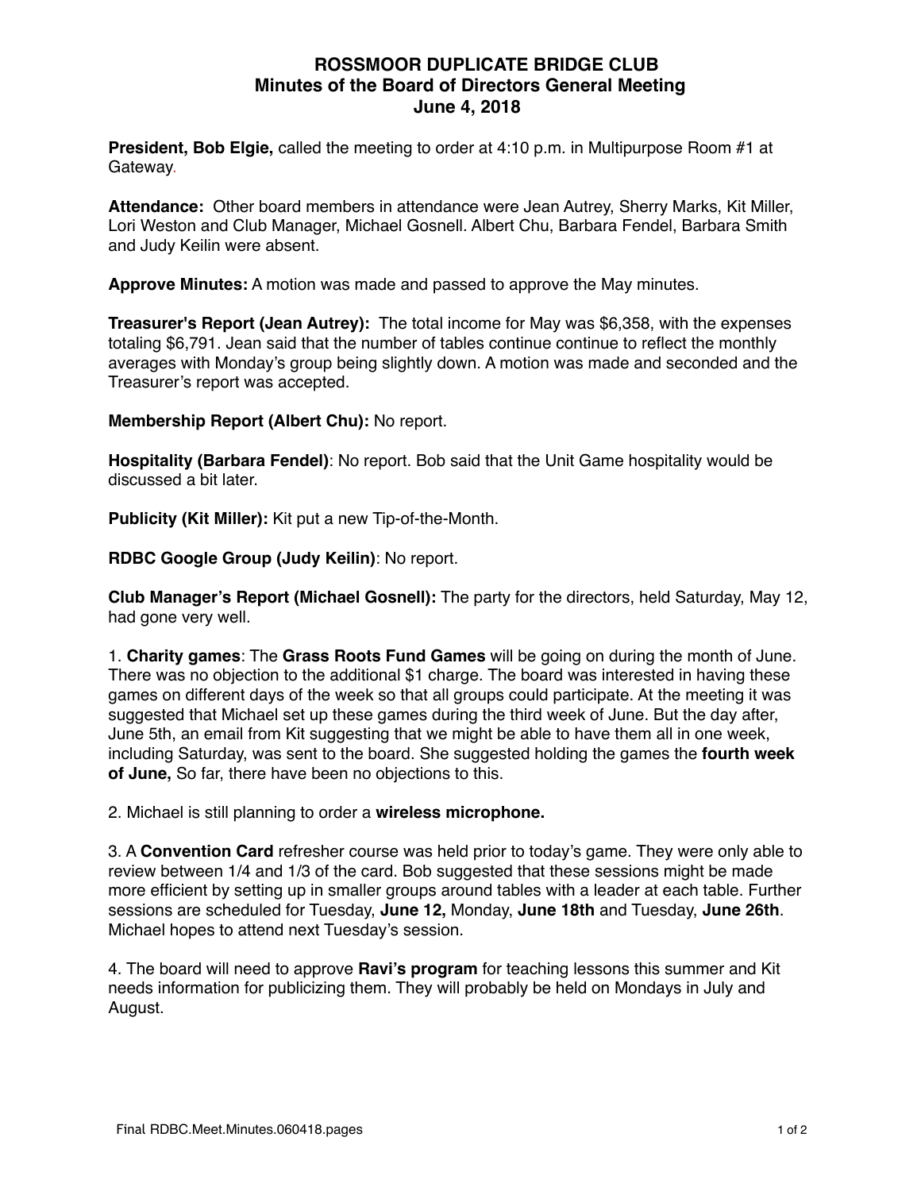# ROSSMOOR DUPLICATE BRIDGE CLUB
## Minutes of the Board of Directors General Meeting
## June 4, 2018

**President, Bob Elgie,** called the meeting to order at 4:10 p.m. in Multipurpose Room #1 at Gateway.

**Attendance:** Other board members in attendance were Jean Autrey, Sherry Marks, Kit Miller, Lori Weston and Club Manager, Michael Gosnell. Albert Chu, Barbara Fendel, Barbara Smith and Judy Keilin were absent.

**Approve Minutes:** A motion was made and passed to approve the May minutes.

**Treasurer's Report (Jean Autrey):** The total income for May was $6,358, with the expenses totaling $6,791. Jean said that the number of tables continue continue to reflect the monthly averages with Monday's group being slightly down. A motion was made and seconded and the Treasurer's report was accepted.

**Membership Report (Albert Chu):** No report.

**Hospitality (Barbara Fendel)**: No report. Bob said that the Unit Game hospitality would be discussed a bit later.

**Publicity (Kit Miller):** Kit put a new Tip-of-the-Month.

**RDBC Google Group (Judy Keilin)**: No report.

**Club Manager's Report (Michael Gosnell):** The party for the directors, held Saturday, May 12, had gone very well.

1. **Charity games**: The **Grass Roots Fund Games** will be going on during the month of June. There was no objection to the additional $1 charge. The board was interested in having these games on different days of the week so that all groups could participate. At the meeting it was suggested that Michael set up these games during the third week of June. But the day after, June 5th, an email from Kit suggesting that we might be able to have them all in one week, including Saturday, was sent to the board. She suggested holding the games the **fourth week of June,** So far, there have been no objections to this.

2. Michael is still planning to order a **wireless microphone.**

3. A **Convention Card** refresher course was held prior to today's game. They were only able to review between 1/4 and 1/3 of the card. Bob suggested that these sessions might be made more efficient by setting up in smaller groups around tables with a leader at each table. Further sessions are scheduled for Tuesday, **June 12,** Monday, **June 18th** and Tuesday, **June 26th**. Michael hopes to attend next Tuesday's session.

4. The board will need to approve **Ravi's program** for teaching lessons this summer and Kit needs information for publicizing them. They will probably be held on Mondays in July and August.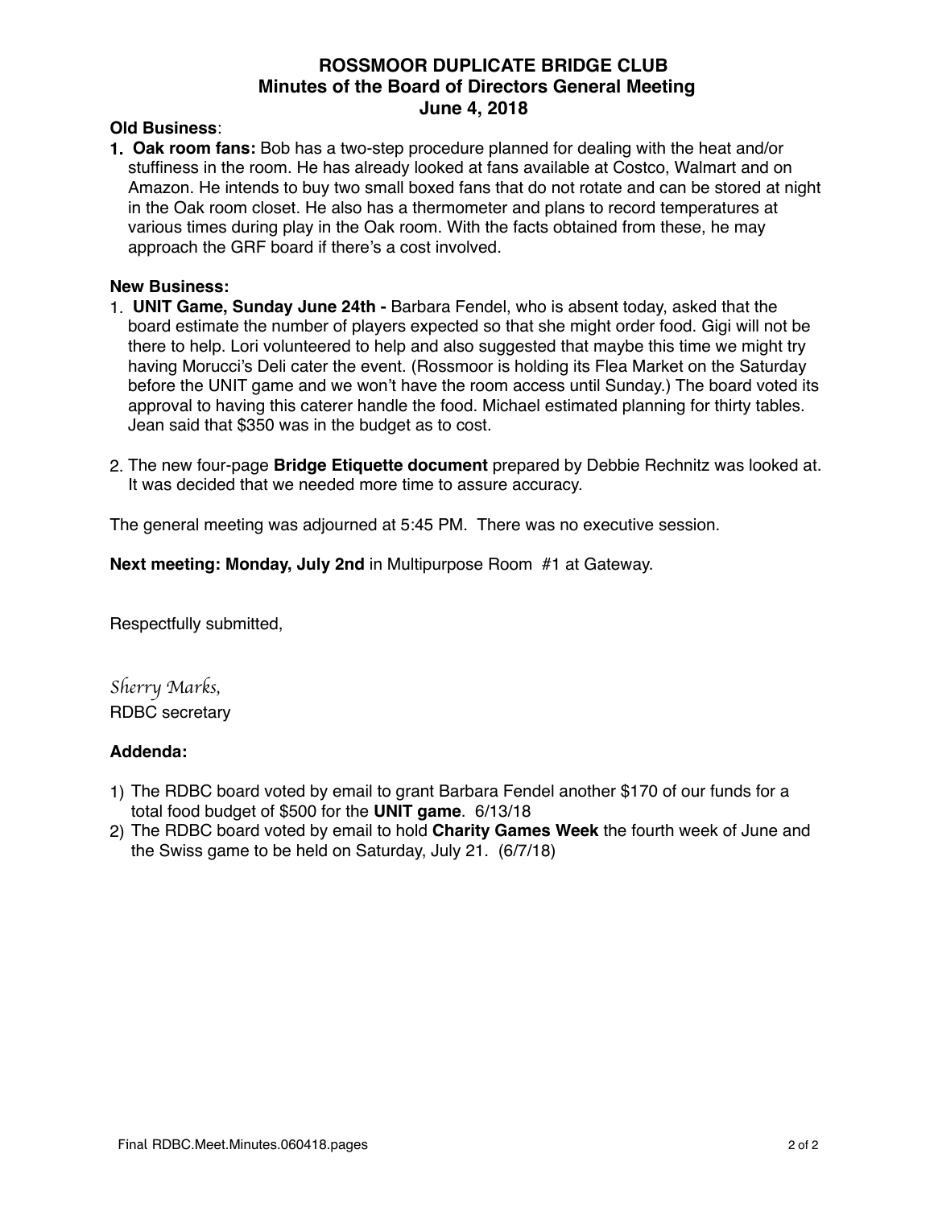# ROSSMOOR DUPLICATE BRIDGE CLUB
## Minutes of the Board of Directors General Meeting
## June 4, 2018

**Old Business**:

1. **Oak room fans:** Bob has a two-step procedure planned for dealing with the heat and/or stuffiness in the room. He has already looked at fans available at Costco, Walmart and on Amazon. He intends to buy two small boxed fans that do not rotate and can be stored at night in the Oak room closet. He also has a thermometer and plans to record temperatures at various times during play in the Oak room. With the facts obtained from these, he may approach the GRF board if there's a cost involved.

**New Business:**

1. **UNIT Game, Sunday June 24th -** Barbara Fendel, who is absent today, asked that the board estimate the number of players expected so that she might order food. Gigi will not be there to help. Lori volunteered to help and also suggested that maybe this time we might try having Morucci's Deli cater the event. (Rossmoor is holding its Flea Market on the Saturday before the UNIT game and we won't have the room access until Sunday.) The board voted its approval to having this caterer handle the food. Michael estimated planning for thirty tables. Jean said that $350 was in the budget as to cost.

2. The new four-page **Bridge Etiquette document** prepared by Debbie Rechnitz was looked at. It was decided that we needed more time to assure accuracy.

The general meeting was adjourned at 5:45 PM. There was no executive session.

**Next meeting: Monday, July 2nd** in Multipurpose Room #1 at Gateway.

Respectfully submitted,

*Sherry Marks,*
RDBC secretary

**Addenda:**

1) The RDBC board voted by email to grant Barbara Fendel another $170 of our funds for a total food budget of $500 for the **UNIT game**. 6/13/18
2) The RDBC board voted by email to hold **Charity Games Week** the fourth week of June and the Swiss game to be held on Saturday, July 21. (6/7/18)